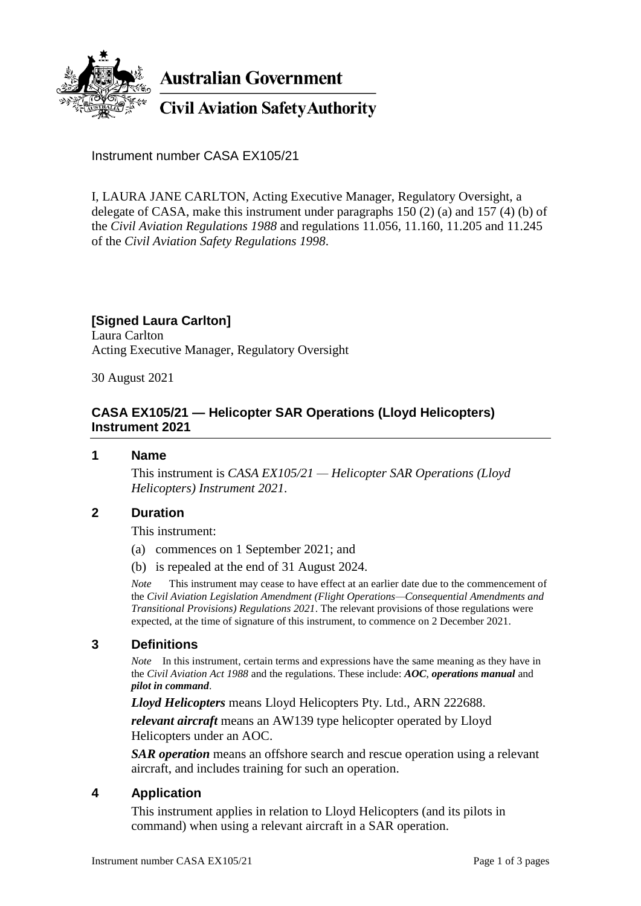**Australian Government**

**Civil Aviation Safety Authority**

Instrument number CASA EX105/21

I, LAURA JANE CARLTON, Acting Executive Manager, Regulatory Oversight, a delegate of CASA, make this instrument under paragraphs 150 (2) (a) and 157 (4) (b) of the *Civil Aviation Regulations 1988* and regulations 11.056, 11.160, 11.205 and 11.245 of the *Civil Aviation Safety Regulations 1998*.

**[Signed Laura Carlton]**
Laura Carlton
Acting Executive Manager, Regulatory Oversight

30 August 2021

## CASA EX105/21 — Helicopter SAR Operations (Lloyd Helicopters) Instrument 2021

### 1 Name

This instrument is *CASA EX105/21 — Helicopter SAR Operations (Lloyd Helicopters) Instrument 2021*.

### 2 Duration

This instrument:

(a) commences on 1 September 2021; and

(b) is repealed at the end of 31 August 2024.

*Note* This instrument may cease to have effect at an earlier date due to the commencement of the *Civil Aviation Legislation Amendment (Flight Operations—Consequential Amendments and Transitional Provisions) Regulations 2021*. The relevant provisions of those regulations were expected, at the time of signature of this instrument, to commence on 2 December 2021.

### 3 Definitions

*Note* In this instrument, certain terms and expressions have the same meaning as they have in the *Civil Aviation Act 1988* and the regulations. These include: ***AOC***, ***operations manual*** and ***pilot in command***.

***Lloyd Helicopters*** means Lloyd Helicopters Pty. Ltd., ARN 222688.

***relevant aircraft*** means an AW139 type helicopter operated by Lloyd Helicopters under an AOC.

***SAR operation*** means an offshore search and rescue operation using a relevant aircraft, and includes training for such an operation.

### 4 Application

This instrument applies in relation to Lloyd Helicopters (and its pilots in command) when using a relevant aircraft in a SAR operation.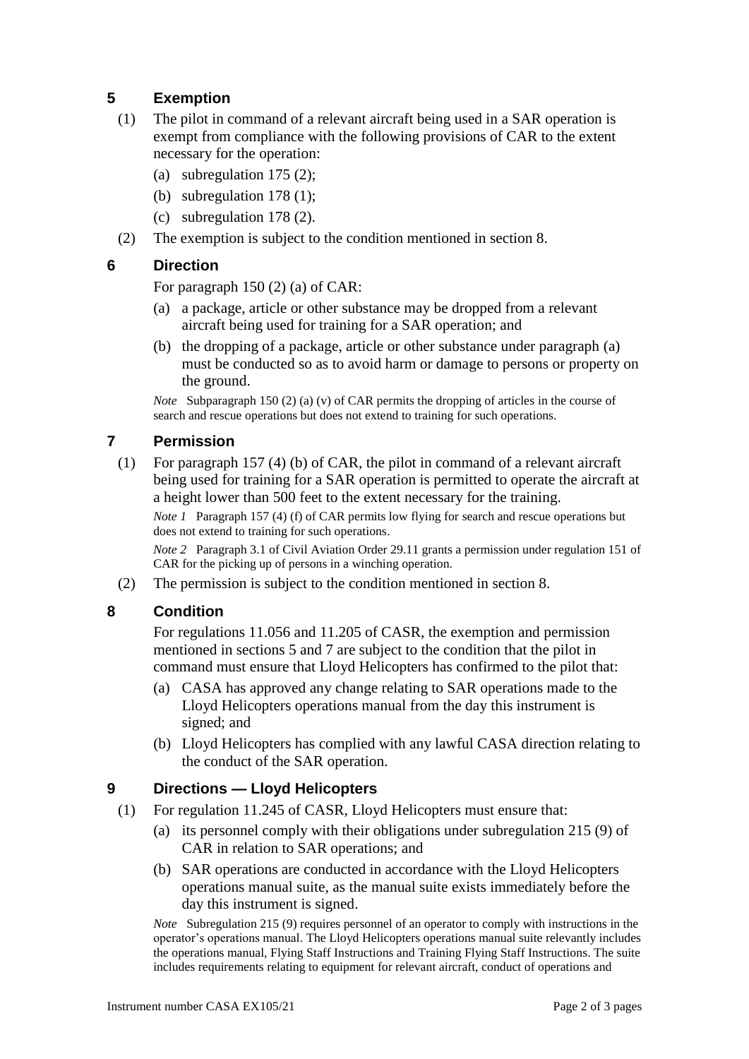## 5 Exemption

(1) The pilot in command of a relevant aircraft being used in a SAR operation is exempt from compliance with the following provisions of CAR to the extent necessary for the operation:

(a) subregulation 175 (2);

(b) subregulation 178 (1);

(c) subregulation 178 (2).

(2) The exemption is subject to the condition mentioned in section 8.

## 6 Direction

For paragraph 150 (2) (a) of CAR:

(a) a package, article or other substance may be dropped from a relevant aircraft being used for training for a SAR operation; and

(b) the dropping of a package, article or other substance under paragraph (a) must be conducted so as to avoid harm or damage to persons or property on the ground.

*Note* Subparagraph 150 (2) (a) (v) of CAR permits the dropping of articles in the course of search and rescue operations but does not extend to training for such operations.

## 7 Permission

(1) For paragraph 157 (4) (b) of CAR, the pilot in command of a relevant aircraft being used for training for a SAR operation is permitted to operate the aircraft at a height lower than 500 feet to the extent necessary for the training.

*Note 1* Paragraph 157 (4) (f) of CAR permits low flying for search and rescue operations but does not extend to training for such operations.

*Note 2* Paragraph 3.1 of Civil Aviation Order 29.11 grants a permission under regulation 151 of CAR for the picking up of persons in a winching operation.

(2) The permission is subject to the condition mentioned in section 8.

## 8 Condition

For regulations 11.056 and 11.205 of CASR, the exemption and permission mentioned in sections 5 and 7 are subject to the condition that the pilot in command must ensure that Lloyd Helicopters has confirmed to the pilot that:

(a) CASA has approved any change relating to SAR operations made to the Lloyd Helicopters operations manual from the day this instrument is signed; and

(b) Lloyd Helicopters has complied with any lawful CASA direction relating to the conduct of the SAR operation.

## 9 Directions — Lloyd Helicopters

(1) For regulation 11.245 of CASR, Lloyd Helicopters must ensure that:

(a) its personnel comply with their obligations under subregulation 215 (9) of CAR in relation to SAR operations; and

(b) SAR operations are conducted in accordance with the Lloyd Helicopters operations manual suite, as the manual suite exists immediately before the day this instrument is signed.

*Note* Subregulation 215 (9) requires personnel of an operator to comply with instructions in the operator's operations manual. The Lloyd Helicopters operations manual suite relevantly includes the operations manual, Flying Staff Instructions and Training Flying Staff Instructions. The suite includes requirements relating to equipment for relevant aircraft, conduct of operations and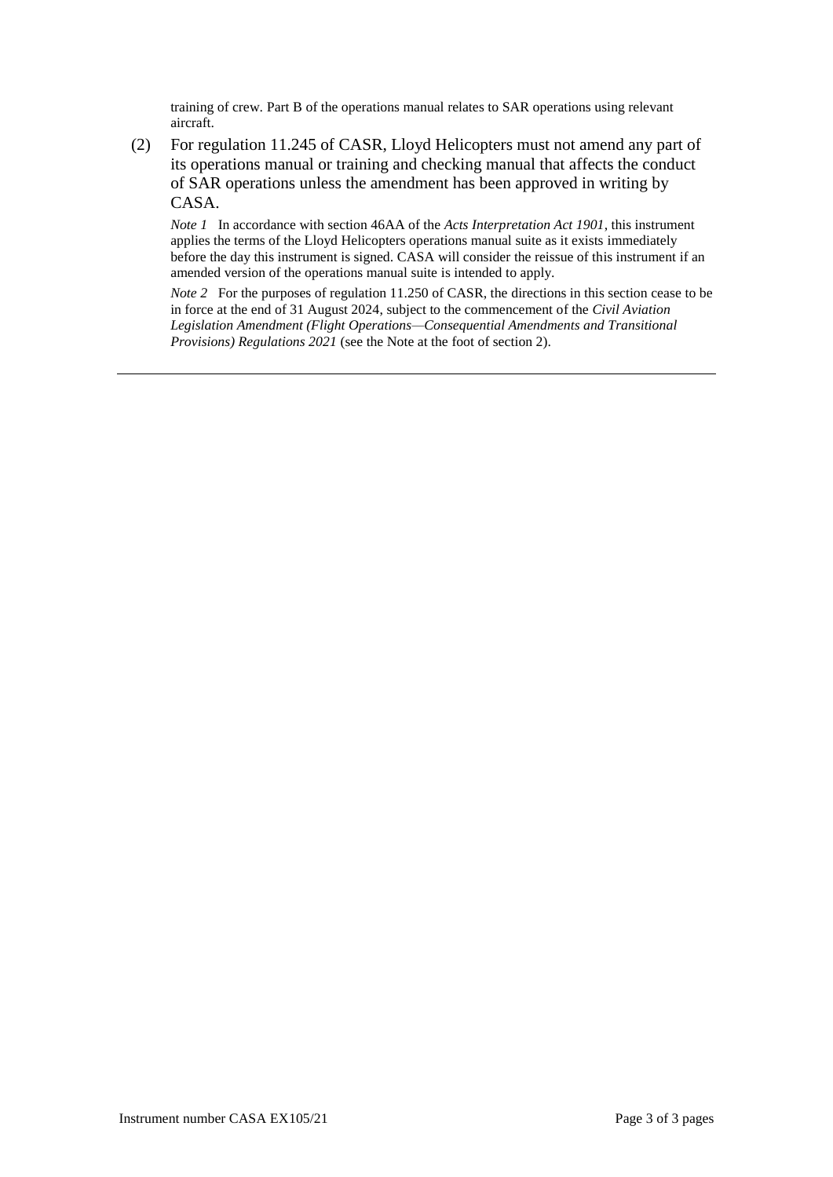training of crew. Part B of the operations manual relates to SAR operations using relevant aircraft.

(2) For regulation 11.245 of CASR, Lloyd Helicopters must not amend any part of its operations manual or training and checking manual that affects the conduct of SAR operations unless the amendment has been approved in writing by CASA.

*Note 1* In accordance with section 46AA of the *Acts Interpretation Act 1901*, this instrument applies the terms of the Lloyd Helicopters operations manual suite as it exists immediately before the day this instrument is signed. CASA will consider the reissue of this instrument if an amended version of the operations manual suite is intended to apply.

*Note 2* For the purposes of regulation 11.250 of CASR, the directions in this section cease to be in force at the end of 31 August 2024, subject to the commencement of the *Civil Aviation Legislation Amendment (Flight Operations—Consequential Amendments and Transitional Provisions) Regulations 2021* (see the Note at the foot of section 2).